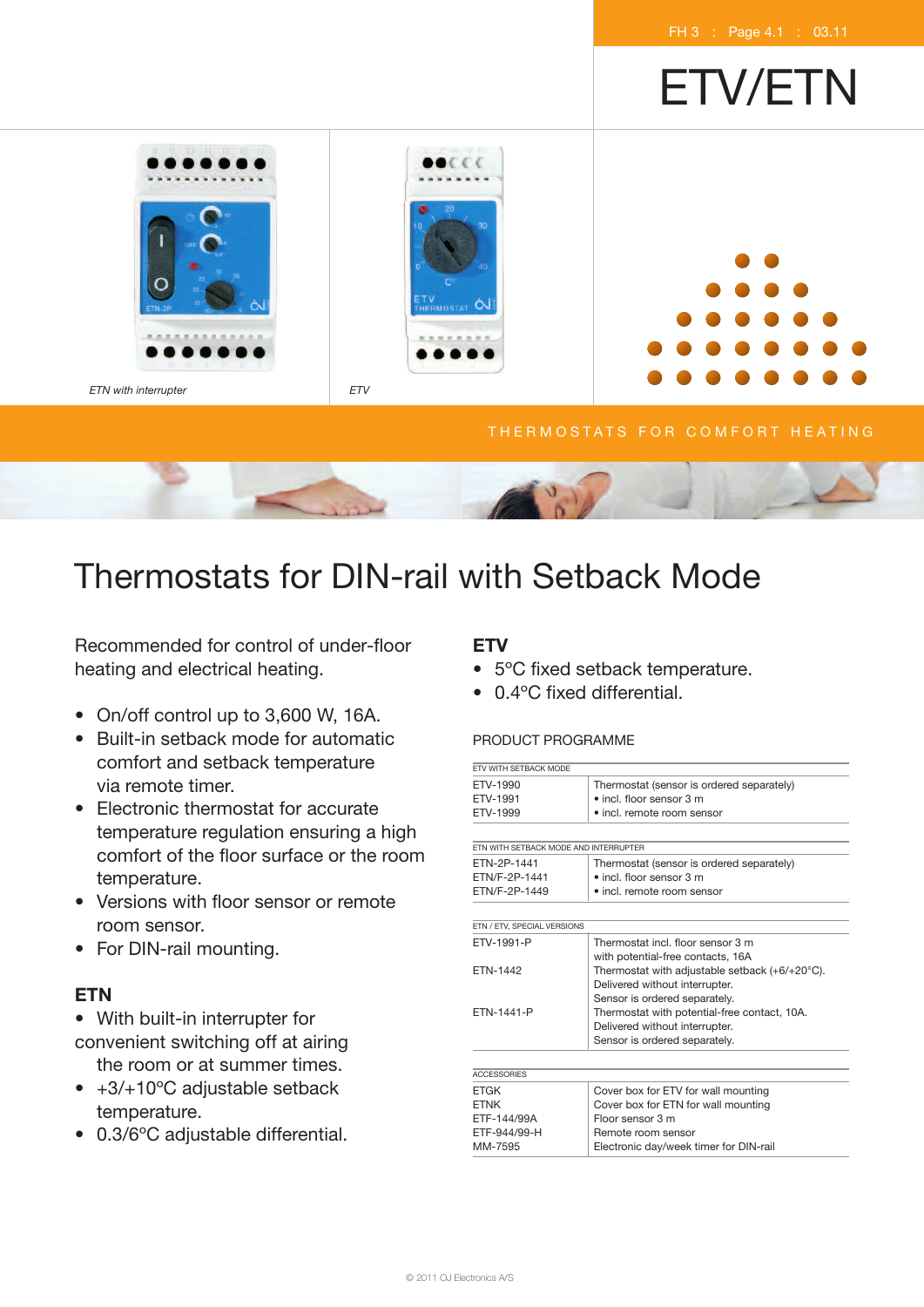# ETV/ETN

*ETN with interrupter*

*ETV*

THERMOSTATS FOR COMFORT HEATING

# Thermostats for DIN-rail with Setback Mode

Recommended for control of under-floor heating and electrical heating.

- On/off control up to 3,600 W, 16A.
- Built-in setback mode for automatic comfort and setback temperature via remote timer.
- Electronic thermostat for accurate temperature regulation ensuring a high comfort of the floor surface or the room temperature.
- Versions with floor sensor or remote room sensor.
- For DIN-rail mounting.

## ETN

- With built-in interrupter for convenient switching off at airing the room or at summer times.
- +3/+10ºC adjustable setback temperature.
- 0.3/6ºC adjustable differential.

## ETV

- 5ºC fixed setback temperature.
- 0.4ºC fixed differential.

PRODUCT PROGRAMME

| ETV WITH SETBACK MODE | |
|---|---|
| ETV-1990 | Thermostat (sensor is ordered separately) |
| ETV-1991 | • incl. floor sensor 3 m |
| ETV-1999 | • incl. remote room sensor |

| ETN WITH SETBACK MODE AND INTERRUPTER | |
|---|---|
| ETN-2P-1441 | Thermostat (sensor is ordered separately) |
| ETN/F-2P-1441 | • incl. floor sensor 3 m |
| ETN/F-2P-1449 | • incl. remote room sensor |

| ETN / ETV, SPECIAL VERSIONS | |
|---|---|
| ETV-1991-P | Thermostat incl. floor sensor 3 m with potential-free contacts, 16A |
| ETN-1442 | Thermostat with adjustable setback (+6/+20°C). Delivered without interrupter. Sensor is ordered separately. |
| ETN-1441-P | Thermostat with potential-free contact, 10A. Delivered without interrupter. Sensor is ordered separately. |

| ACCESSORIES | |
|---|---|
| ETGK | Cover box for ETV for wall mounting |
| ETNK | Cover box for ETN for wall mounting |
| ETF-144/99A | Floor sensor 3 m |
| ETF-944/99-H | Remote room sensor |
| MM-7595 | Electronic day/week timer for DIN-rail |

© 2011 OJ Electronics A/S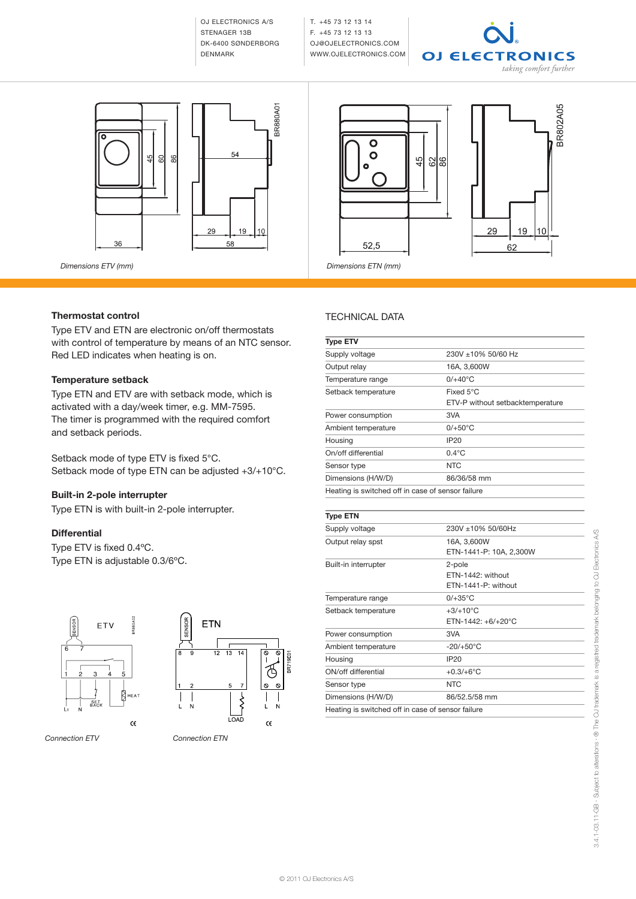OJ ELECTRONICS A/S
STENAGER 13B
DK-6400 SØNDERBORG
DENMARK

T. +45 73 12 13 14
F. +45 73 12 13 13
OJ@OJELECTRONICS.COM
WWW.OJELECTRONICS.COM

OJ ELECTRONICS
*taking comfort further*

*Dimensions ETV (mm)*

*Dimensions ETN (mm)*

### Thermostat control

Type ETV and ETN are electronic on/off thermostats with control of temperature by means of an NTC sensor. Red LED indicates when heating is on.

### Temperature setback

Type ETN and ETV are with setback mode, which is activated with a day/week timer, e.g. MM-7595. The timer is programmed with the required comfort and setback periods.

Setback mode of type ETV is fixed 5°C.
Setback mode of type ETN can be adjusted +3/+10°C.

### Built-in 2-pole interrupter

Type ETN is with built-in 2-pole interrupter.

### Differential

Type ETV is fixed 0.4°C.
Type ETN is adjustable 0.3/6°C.

*Connection ETV*

*Connection ETN*

## TECHNICAL DATA

| Type ETV | |
|---|---|
| Supply voltage | 230V ±10% 50/60 Hz |
| Output relay | 16A, 3,600W |
| Temperature range | 0/+40°C |
| Setback temperature | Fixed 5°C<br>ETV-P without setbacktemperature |
| Power consumption | 3VA |
| Ambient temperature | 0/+50°C |
| Housing | IP20 |
| On/off differential | 0.4°C |
| Sensor type | NTC |
| Dimensions (H/W/D) | 86/36/58 mm |
| Heating is switched off in case of sensor failure | |

| Type ETN | |
|---|---|
| Supply voltage | 230V ±10% 50/60Hz |
| Output relay spst | 16A, 3,600W<br>ETN-1441-P: 10A, 2,300W |
| Built-in interrupter | 2-pole<br>ETN-1442: without<br>ETN-1441-P: without |
| Temperature range | 0/+35°C |
| Setback temperature | +3/+10°C<br>ETN-1442: +6/+20°C |
| Power consumption | 3VA |
| Ambient temperature | -20/+50°C |
| Housing | IP20 |
| ON/off differential | +0.3/+6°C |
| Sensor type | NTC |
| Dimensions (H/W/D) | 86/52.5/58 mm |
| Heating is switched off in case of sensor failure | |

3.4.1-03.11-GB · Subject to alterations · ® The OJ trademark is a registred trademark belonging to OJ Electronics A/S

© 2011 OJ Electronics A/S